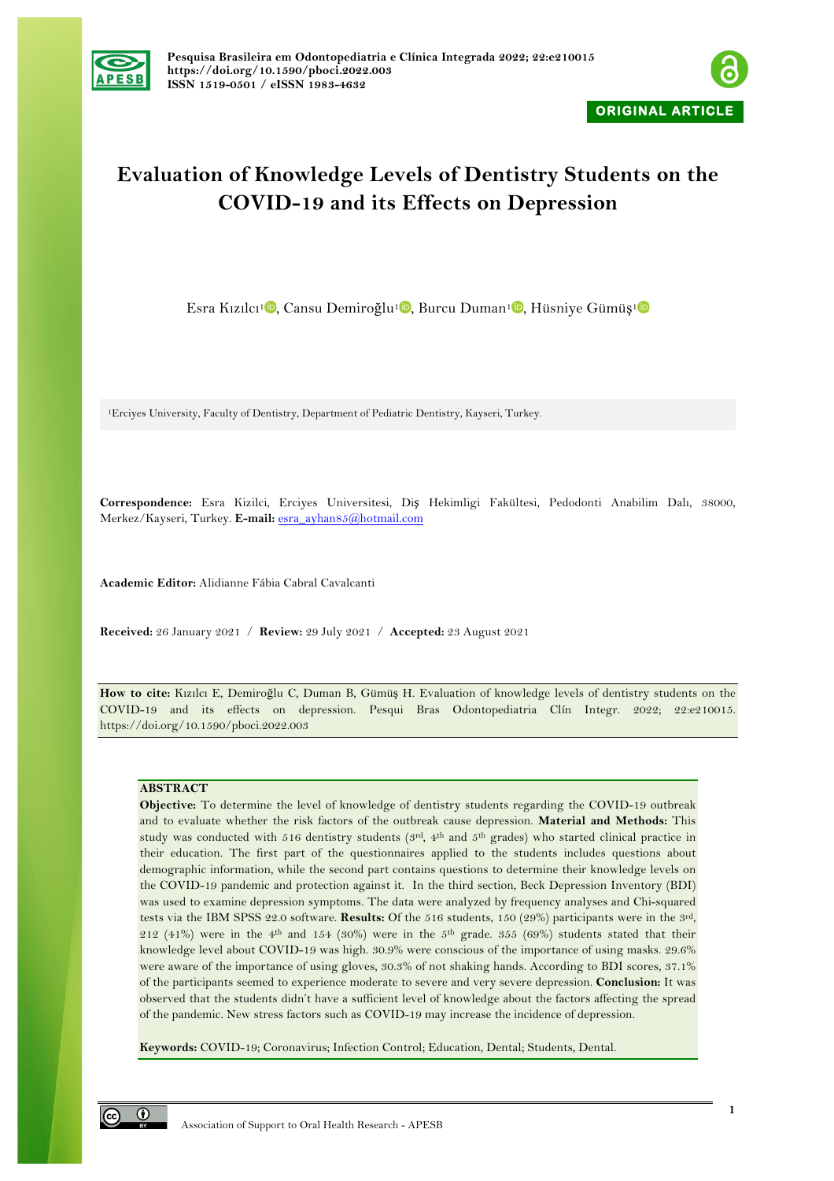ORIGINAL ARTICLE

# Evaluation of Knowledge Levels of Dentistry Students on the COVID-19 and its Effects on Depression

Esra Kızılcı[1], Cansu Demiroğlu[1], Burcu Duman[1], Hüsniye Gümüş[1]

[1]Erciyes University, Faculty of Dentistry, Department of Pediatric Dentistry, Kayseri, Turkey.

**Correspondence:** Esra Kizilci, Erciyes Universitesi, Diş Hekimligi Fakültesi, Pedodonti Anabilim Dalı, 38000, Merkez/Kayseri, Turkey. **E-mail:** esra_ayhan85@hotmail.com

**Academic Editor:** Alidianne Fábia Cabral Cavalcanti

**Received:** 26 January 2021 / **Review:** 29 July 2021 / **Accepted:** 23 August 2021

**How to cite:** Kızılcı E, Demiroğlu C, Duman B, Gümüş H. Evaluation of knowledge levels of dentistry students on the COVID-19 and its effects on depression. Pesqui Bras Odontopediatria Clín Integr. 2022; 22:e210015. https://doi.org/10.1590/pboci.2022.003

## ABSTRACT

**Objective:** To determine the level of knowledge of dentistry students regarding the COVID-19 outbreak and to evaluate whether the risk factors of the outbreak cause depression. **Material and Methods:** This study was conducted with 516 dentistry students (3rd, 4th and 5th grades) who started clinical practice in their education. The first part of the questionnaires applied to the students includes questions about demographic information, while the second part contains questions to determine their knowledge levels on the COVID-19 pandemic and protection against it. In the third section, Beck Depression Inventory (BDI) was used to examine depression symptoms. The data were analyzed by frequency analyses and Chi-squared tests via the IBM SPSS 22.0 software. **Results:** Of the 516 students, 150 (29%) participants were in the 3rd, 212 (41%) were in the 4th and 154 (30%) were in the 5th grade. 355 (69%) students stated that their knowledge level about COVID-19 was high. 30.9% were conscious of the importance of using masks. 29.6% were aware of the importance of using gloves, 30.3% of not shaking hands. According to BDI scores, 37.1% of the participants seemed to experience moderate to severe and very severe depression. **Conclusion:** It was observed that the students didn't have a sufficient level of knowledge about the factors affecting the spread of the pandemic. New stress factors such as COVID-19 may increase the incidence of depression.

**Keywords:** COVID-19; Coronavirus; Infection Control; Education, Dental; Students, Dental.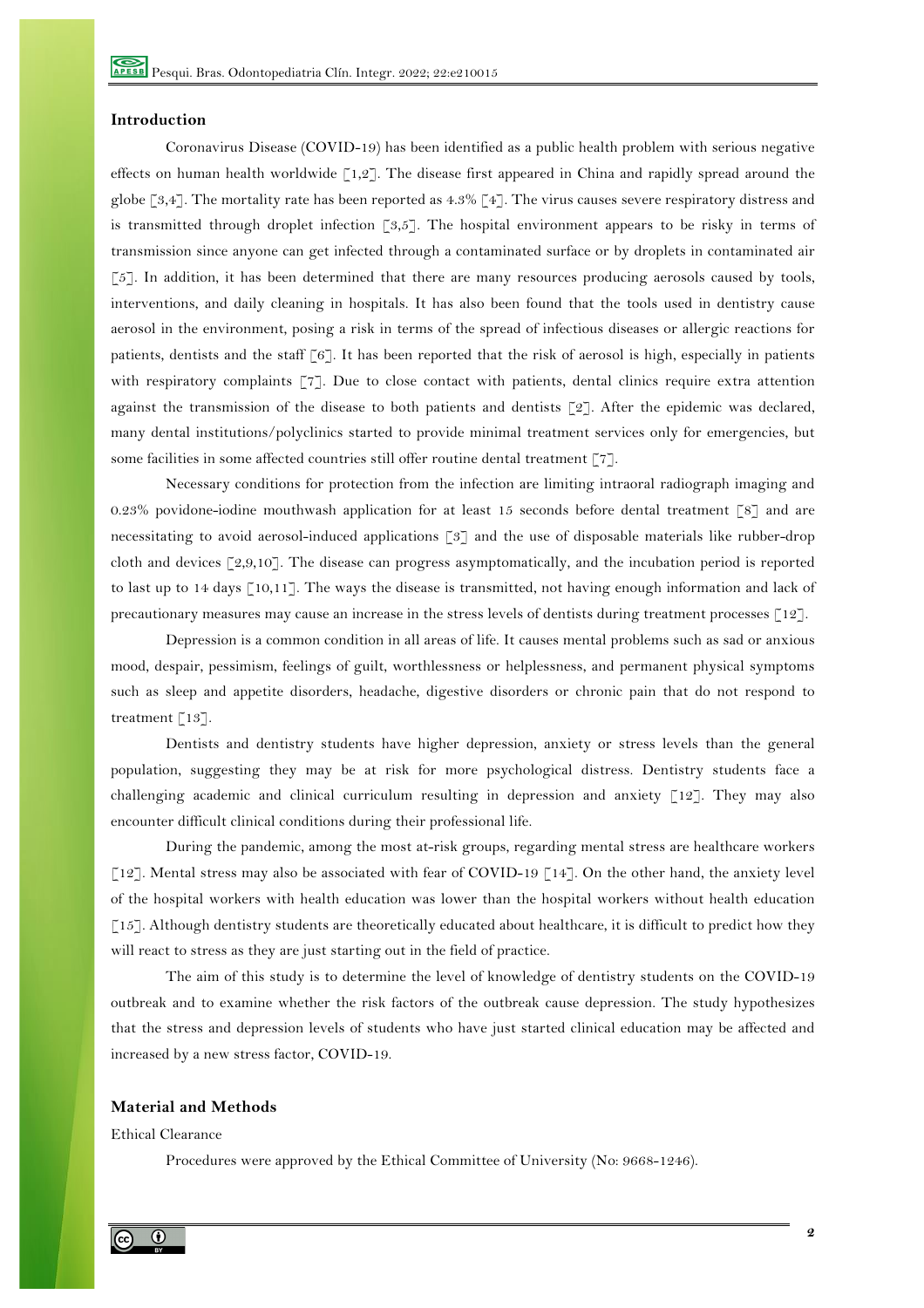## Introduction

Coronavirus Disease (COVID-19) has been identified as a public health problem with serious negative effects on human health worldwide [1,2]. The disease first appeared in China and rapidly spread around the globe [3,4]. The mortality rate has been reported as 4.3% [4]. The virus causes severe respiratory distress and is transmitted through droplet infection [3,5]. The hospital environment appears to be risky in terms of transmission since anyone can get infected through a contaminated surface or by droplets in contaminated air [5]. In addition, it has been determined that there are many resources producing aerosols caused by tools, interventions, and daily cleaning in hospitals. It has also been found that the tools used in dentistry cause aerosol in the environment, posing a risk in terms of the spread of infectious diseases or allergic reactions for patients, dentists and the staff [6]. It has been reported that the risk of aerosol is high, especially in patients with respiratory complaints [7]. Due to close contact with patients, dental clinics require extra attention against the transmission of the disease to both patients and dentists [2]. After the epidemic was declared, many dental institutions/polyclinics started to provide minimal treatment services only for emergencies, but some facilities in some affected countries still offer routine dental treatment [7].

Necessary conditions for protection from the infection are limiting intraoral radiograph imaging and 0.23% povidone-iodine mouthwash application for at least 15 seconds before dental treatment [8] and are necessitating to avoid aerosol-induced applications [3] and the use of disposable materials like rubber-drop cloth and devices [2,9,10]. The disease can progress asymptomatically, and the incubation period is reported to last up to 14 days [10,11]. The ways the disease is transmitted, not having enough information and lack of precautionary measures may cause an increase in the stress levels of dentists during treatment processes [12].

Depression is a common condition in all areas of life. It causes mental problems such as sad or anxious mood, despair, pessimism, feelings of guilt, worthlessness or helplessness, and permanent physical symptoms such as sleep and appetite disorders, headache, digestive disorders or chronic pain that do not respond to treatment [13].

Dentists and dentistry students have higher depression, anxiety or stress levels than the general population, suggesting they may be at risk for more psychological distress. Dentistry students face a challenging academic and clinical curriculum resulting in depression and anxiety [12]. They may also encounter difficult clinical conditions during their professional life.

During the pandemic, among the most at-risk groups, regarding mental stress are healthcare workers [12]. Mental stress may also be associated with fear of COVID-19 [14]. On the other hand, the anxiety level of the hospital workers with health education was lower than the hospital workers without health education [15]. Although dentistry students are theoretically educated about healthcare, it is difficult to predict how they will react to stress as they are just starting out in the field of practice.

The aim of this study is to determine the level of knowledge of dentistry students on the COVID-19 outbreak and to examine whether the risk factors of the outbreak cause depression. The study hypothesizes that the stress and depression levels of students who have just started clinical education may be affected and increased by a new stress factor, COVID-19.

## Material and Methods

Ethical Clearance

Procedures were approved by the Ethical Committee of University (No: 9668-1246).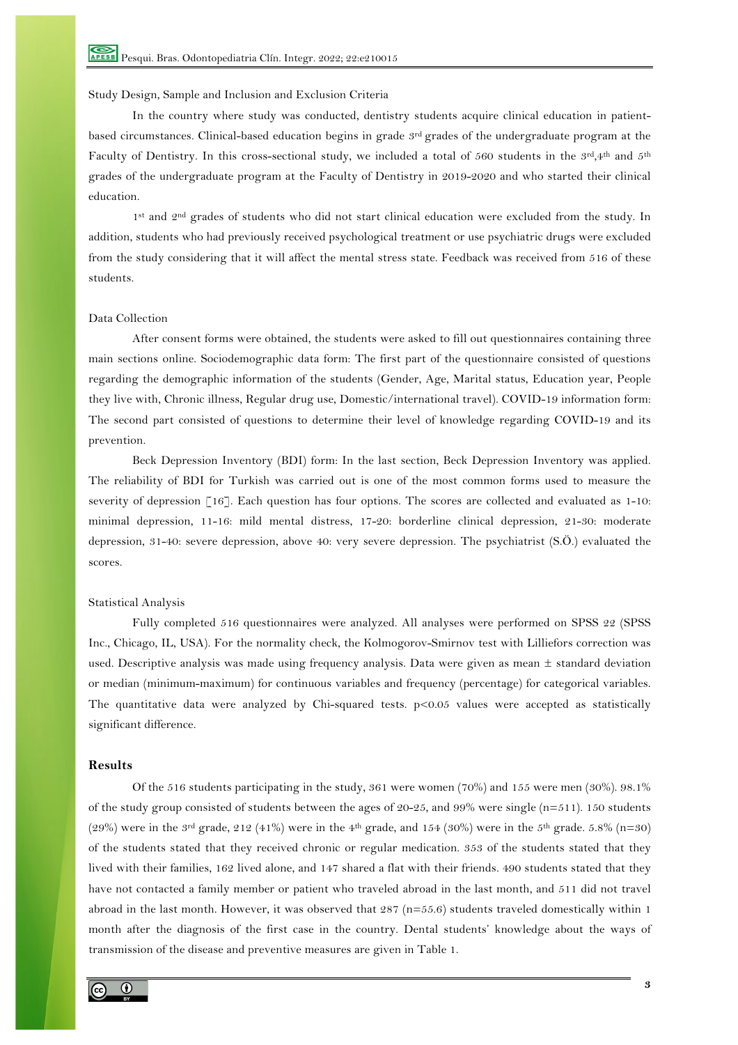Study Design, Sample and Inclusion and Exclusion Criteria

In the country where study was conducted, dentistry students acquire clinical education in patient-based circumstances. Clinical-based education begins in grade 3rd grades of the undergraduate program at the Faculty of Dentistry. In this cross-sectional study, we included a total of 560 students in the 3rd,4th and 5th grades of the undergraduate program at the Faculty of Dentistry in 2019-2020 and who started their clinical education.

1st and 2nd grades of students who did not start clinical education were excluded from the study. In addition, students who had previously received psychological treatment or use psychiatric drugs were excluded from the study considering that it will affect the mental stress state. Feedback was received from 516 of these students.

Data Collection

After consent forms were obtained, the students were asked to fill out questionnaires containing three main sections online. Sociodemographic data form: The first part of the questionnaire consisted of questions regarding the demographic information of the students (Gender, Age, Marital status, Education year, People they live with, Chronic illness, Regular drug use, Domestic/international travel). COVID-19 information form: The second part consisted of questions to determine their level of knowledge regarding COVID-19 and its prevention.

Beck Depression Inventory (BDI) form: In the last section, Beck Depression Inventory was applied. The reliability of BDI for Turkish was carried out is one of the most common forms used to measure the severity of depression [16]. Each question has four options. The scores are collected and evaluated as 1-10: minimal depression, 11-16: mild mental distress, 17-20: borderline clinical depression, 21-30: moderate depression, 31-40: severe depression, above 40: very severe depression. The psychiatrist (S.Ö.) evaluated the scores.

Statistical Analysis

Fully completed 516 questionnaires were analyzed. All analyses were performed on SPSS 22 (SPSS Inc., Chicago, IL, USA). For the normality check, the Kolmogorov-Smirnov test with Lilliefors correction was used. Descriptive analysis was made using frequency analysis. Data were given as mean ± standard deviation or median (minimum-maximum) for continuous variables and frequency (percentage) for categorical variables. The quantitative data were analyzed by Chi-squared tests. $p<0.05$ values were accepted as statistically significant difference.

## Results

Of the 516 students participating in the study, 361 were women (70%) and 155 were men (30%). 98.1% of the study group consisted of students between the ages of 20-25, and 99% were single (n=511). 150 students (29%) were in the 3rd grade, 212 (41%) were in the 4th grade, and 154 (30%) were in the 5th grade. 5.8% (n=30) of the students stated that they received chronic or regular medication. 353 of the students stated that they lived with their families, 162 lived alone, and 147 shared a flat with their friends. 490 students stated that they have not contacted a family member or patient who traveled abroad in the last month, and 511 did not travel abroad in the last month. However, it was observed that 287 (n=55.6) students traveled domestically within 1 month after the diagnosis of the first case in the country. Dental students' knowledge about the ways of transmission of the disease and preventive measures are given in Table 1.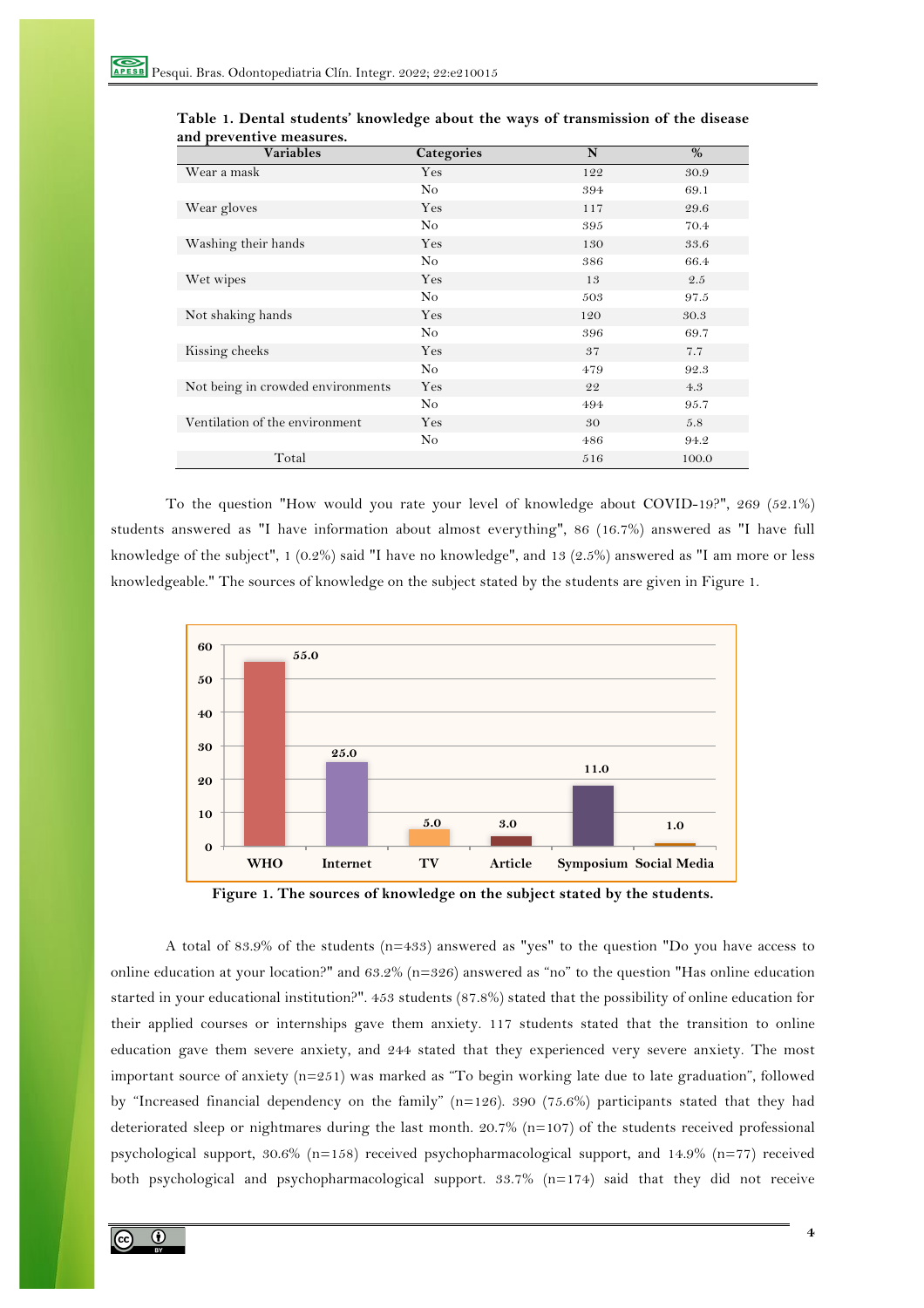**Table 1. Dental students' knowledge about the ways of transmission of the disease and preventive measures.**

| Variables | Categories | N | % |
|---|---|---|---|
| Wear a mask | Yes | 122 | 30.9 |
| | No | 394 | 69.1 |
| Wear gloves | Yes | 117 | 29.6 |
| | No | 395 | 70.4 |
| Washing their hands | Yes | 130 | 33.6 |
| | No | 386 | 66.4 |
| Wet wipes | Yes | 13 | 2.5 |
| | No | 503 | 97.5 |
| Not shaking hands | Yes | 120 | 30.3 |
| | No | 396 | 69.7 |
| Kissing cheeks | Yes | 37 | 7.7 |
| | No | 479 | 92.3 |
| Not being in crowded environments | Yes | 22 | 4.3 |
| | No | 494 | 95.7 |
| Ventilation of the environment | Yes | 30 | 5.8 |
| | No | 486 | 94.2 |
| Total | | 516 | 100.0 |

To the question "How would you rate your level of knowledge about COVID-19?", 269 (52.1%) students answered as "I have information about almost everything", 86 (16.7%) answered as "I have full knowledge of the subject", 1 (0.2%) said "I have no knowledge", and 13 (2.5%) answered as "I am more or less knowledgeable." The sources of knowledge on the subject stated by the students are given in Figure 1.

**Figure 1. The sources of knowledge on the subject stated by the students.**

A total of 83.9% of the students (n=433) answered as "yes" to the question "Do you have access to online education at your location?" and 63.2% (n=326) answered as "no" to the question "Has online education started in your educational institution?". 453 students (87.8%) stated that the possibility of online education for their applied courses or internships gave them anxiety. 117 students stated that the transition to online education gave them severe anxiety, and 244 stated that they experienced very severe anxiety. The most important source of anxiety (n=251) was marked as "To begin working late due to late graduation", followed by "Increased financial dependency on the family" (n=126). 390 (75.6%) participants stated that they had deteriorated sleep or nightmares during the last month. 20.7% (n=107) of the students received professional psychological support, 30.6% (n=158) received psychopharmacological support, and 14.9% (n=77) received both psychological and psychopharmacological support. 33.7% (n=174) said that they did not receive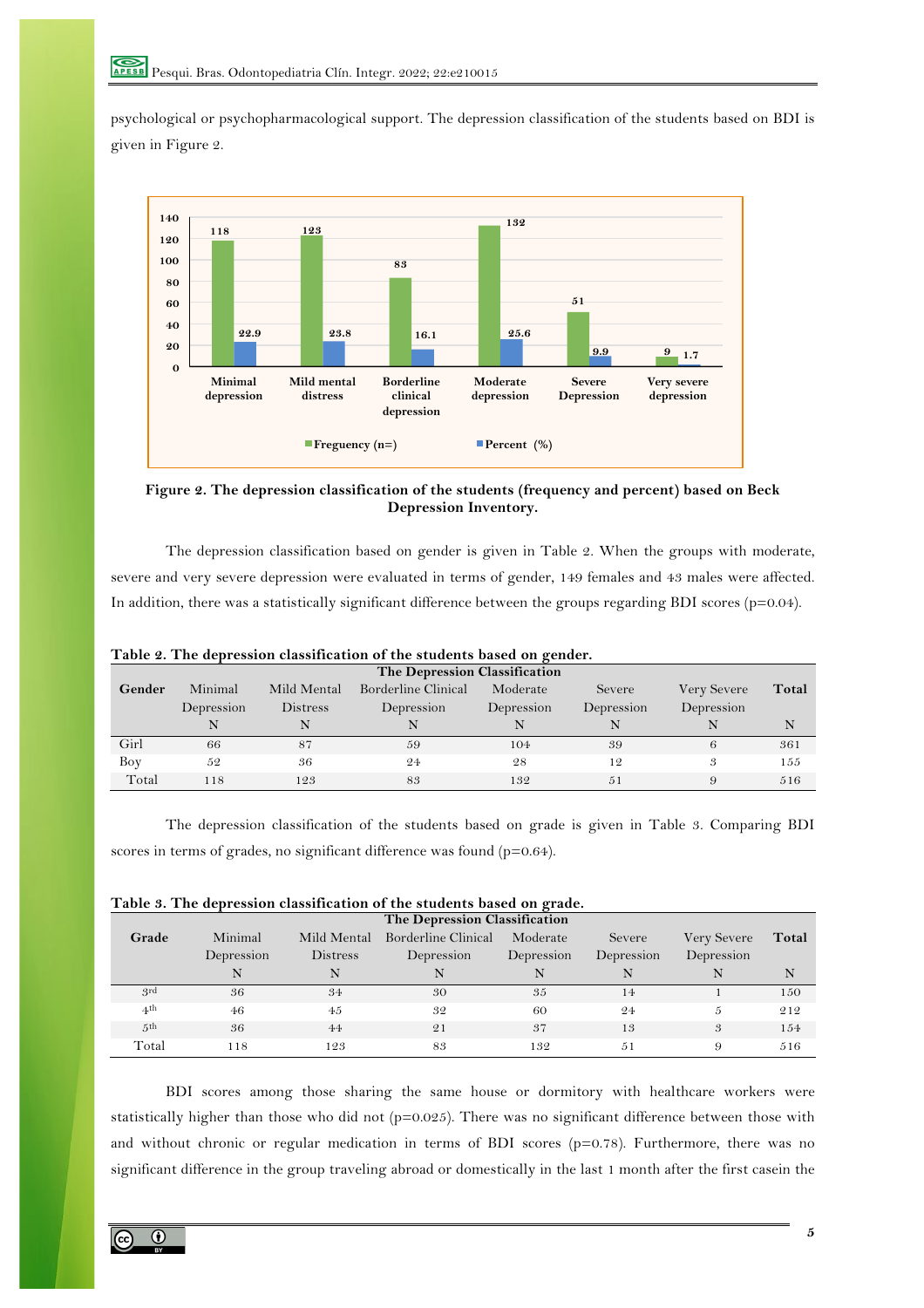psychological or psychopharmacological support. The depression classification of the students based on BDI is given in Figure 2.

**Figure 2. The depression classification of the students (frequency and percent) based on Beck Depression Inventory.**

The depression classification based on gender is given in Table 2. When the groups with moderate, severe and very severe depression were evaluated in terms of gender, 149 females and 43 males were affected. In addition, there was a statistically significant difference between the groups regarding BDI scores (p=0.04).

**Table 2. The depression classification of the students based on gender.**

| Gender | The Depression Classification | | | | | | Total |
|---|---|---|---|---|---|---|---|
| | Minimal Depression | Mild Mental Distress | Borderline Clinical Depression | Moderate Depression | Severe Depression | Very Severe Depression | |
| | N | N | N | N | N | N | N |
| Girl | 66 | 87 | 59 | 104 | 39 | 6 | 361 |
| Boy | 52 | 36 | 24 | 28 | 12 | 3 | 155 |
| Total | 118 | 123 | 83 | 132 | 51 | 9 | 516 |

The depression classification of the students based on grade is given in Table 3. Comparing BDI scores in terms of grades, no significant difference was found (p=0.64).

**Table 3. The depression classification of the students based on grade.**

| Grade | The Depression Classification | | | | | | Total |
|---|---|---|---|---|---|---|---|
| | Minimal Depression | Mild Mental Distress | Borderline Clinical Depression | Moderate Depression | Severe Depression | Very Severe Depression | |
| | N | N | N | N | N | N | N |
| 3rd | 36 | 34 | 30 | 35 | 14 | 1 | 150 |
| 4th | 46 | 45 | 32 | 60 | 24 | 5 | 212 |
| 5th | 36 | 44 | 21 | 37 | 13 | 3 | 154 |
| Total | 118 | 123 | 83 | 132 | 51 | 9 | 516 |

BDI scores among those sharing the same house or dormitory with healthcare workers were statistically higher than those who did not (p=0.025). There was no significant difference between those with and without chronic or regular medication in terms of BDI scores (p=0.78). Furthermore, there was no significant difference in the group traveling abroad or domestically in the last 1 month after the first casein the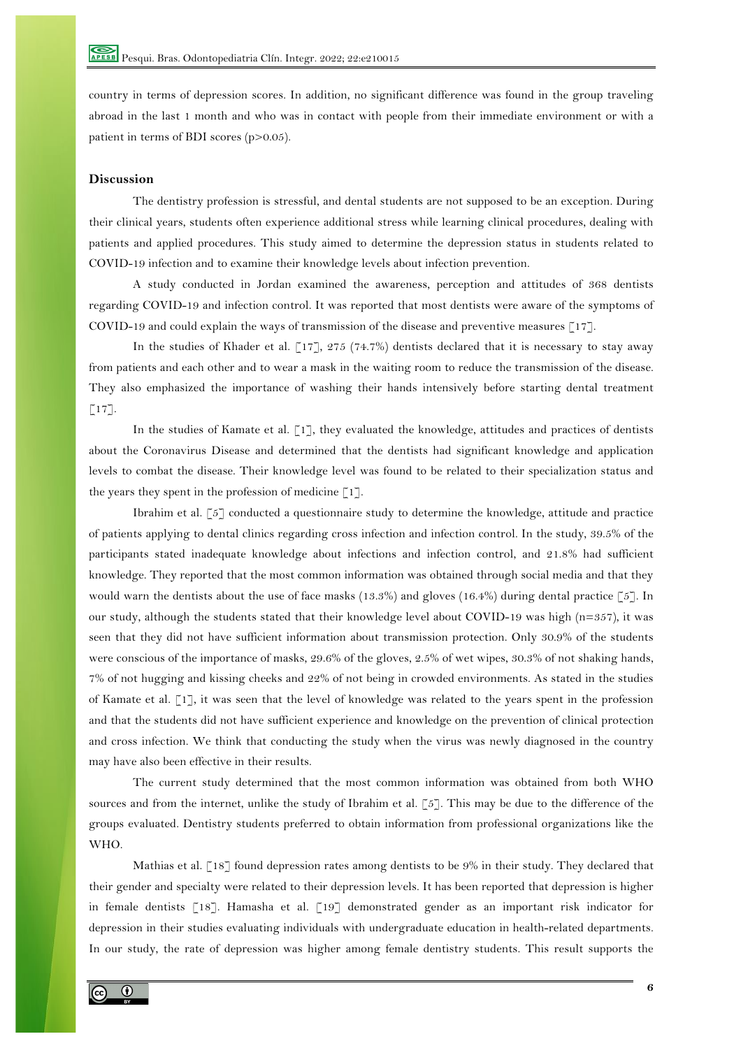country in terms of depression scores. In addition, no significant difference was found in the group traveling abroad in the last 1 month and who was in contact with people from their immediate environment or with a patient in terms of BDI scores ($p>0.05$).

## Discussion

The dentistry profession is stressful, and dental students are not supposed to be an exception. During their clinical years, students often experience additional stress while learning clinical procedures, dealing with patients and applied procedures. This study aimed to determine the depression status in students related to COVID-19 infection and to examine their knowledge levels about infection prevention.

A study conducted in Jordan examined the awareness, perception and attitudes of 368 dentists regarding COVID-19 and infection control. It was reported that most dentists were aware of the symptoms of COVID-19 and could explain the ways of transmission of the disease and preventive measures [17].

In the studies of Khader et al. [17], 275 (74.7%) dentists declared that it is necessary to stay away from patients and each other and to wear a mask in the waiting room to reduce the transmission of the disease. They also emphasized the importance of washing their hands intensively before starting dental treatment [17].

In the studies of Kamate et al. [1], they evaluated the knowledge, attitudes and practices of dentists about the Coronavirus Disease and determined that the dentists had significant knowledge and application levels to combat the disease. Their knowledge level was found to be related to their specialization status and the years they spent in the profession of medicine [1].

Ibrahim et al. [5] conducted a questionnaire study to determine the knowledge, attitude and practice of patients applying to dental clinics regarding cross infection and infection control. In the study, 39.5% of the participants stated inadequate knowledge about infections and infection control, and 21.8% had sufficient knowledge. They reported that the most common information was obtained through social media and that they would warn the dentists about the use of face masks (13.3%) and gloves (16.4%) during dental practice [5]. In our study, although the students stated that their knowledge level about COVID-19 was high (n=357), it was seen that they did not have sufficient information about transmission protection. Only 30.9% of the students were conscious of the importance of masks, 29.6% of the gloves, 2.5% of wet wipes, 30.3% of not shaking hands, 7% of not hugging and kissing cheeks and 22% of not being in crowded environments. As stated in the studies of Kamate et al. [1], it was seen that the level of knowledge was related to the years spent in the profession and that the students did not have sufficient experience and knowledge on the prevention of clinical protection and cross infection. We think that conducting the study when the virus was newly diagnosed in the country may have also been effective in their results.

The current study determined that the most common information was obtained from both WHO sources and from the internet, unlike the study of Ibrahim et al. [5]. This may be due to the difference of the groups evaluated. Dentistry students preferred to obtain information from professional organizations like the WHO.

Mathias et al. [18] found depression rates among dentists to be 9% in their study. They declared that their gender and specialty were related to their depression levels. It has been reported that depression is higher in female dentists [18]. Hamasha et al. [19] demonstrated gender as an important risk indicator for depression in their studies evaluating individuals with undergraduate education in health-related departments. In our study, the rate of depression was higher among female dentistry students. This result supports the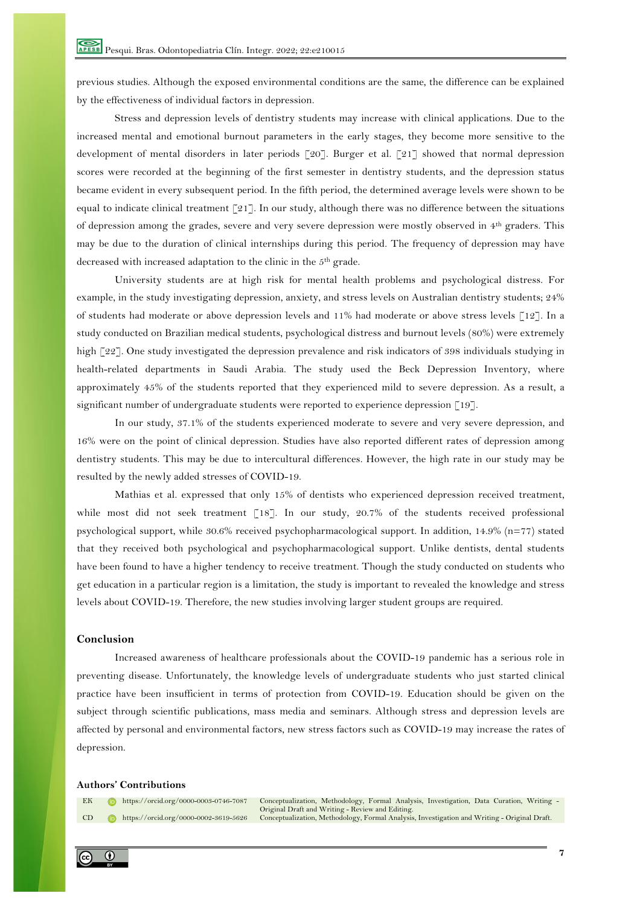previous studies. Although the exposed environmental conditions are the same, the difference can be explained by the effectiveness of individual factors in depression.

Stress and depression levels of dentistry students may increase with clinical applications. Due to the increased mental and emotional burnout parameters in the early stages, they become more sensitive to the development of mental disorders in later periods [20]. Burger et al. [21] showed that normal depression scores were recorded at the beginning of the first semester in dentistry students, and the depression status became evident in every subsequent period. In the fifth period, the determined average levels were shown to be equal to indicate clinical treatment [21]. In our study, although there was no difference between the situations of depression among the grades, severe and very severe depression were mostly observed in 4th graders. This may be due to the duration of clinical internships during this period. The frequency of depression may have decreased with increased adaptation to the clinic in the 5th grade.

University students are at high risk for mental health problems and psychological distress. For example, in the study investigating depression, anxiety, and stress levels on Australian dentistry students; 24% of students had moderate or above depression levels and 11% had moderate or above stress levels [12]. In a study conducted on Brazilian medical students, psychological distress and burnout levels (80%) were extremely high [22]. One study investigated the depression prevalence and risk indicators of 398 individuals studying in health-related departments in Saudi Arabia. The study used the Beck Depression Inventory, where approximately 45% of the students reported that they experienced mild to severe depression. As a result, a significant number of undergraduate students were reported to experience depression [19].

In our study, 37.1% of the students experienced moderate to severe and very severe depression, and 16% were on the point of clinical depression. Studies have also reported different rates of depression among dentistry students. This may be due to intercultural differences. However, the high rate in our study may be resulted by the newly added stresses of COVID-19.

Mathias et al. expressed that only 15% of dentists who experienced depression received treatment, while most did not seek treatment [18]. In our study, 20.7% of the students received professional psychological support, while 30.6% received psychopharmacological support. In addition, 14.9% (n=77) stated that they received both psychological and psychopharmacological support. Unlike dentists, dental students have been found to have a higher tendency to receive treatment. Though the study conducted on students who get education in a particular region is a limitation, the study is important to revealed the knowledge and stress levels about COVID-19. Therefore, the new studies involving larger student groups are required.

## Conclusion

Increased awareness of healthcare professionals about the COVID-19 pandemic has a serious role in preventing disease. Unfortunately, the knowledge levels of undergraduate students who just started clinical practice have been insufficient in terms of protection from COVID-19. Education should be given on the subject through scientific publications, mass media and seminars. Although stress and depression levels are affected by personal and environmental factors, new stress factors such as COVID-19 may increase the rates of depression.

## Authors' Contributions

| | | |
|---|---|---|
| EK | https://orcid.org/0000-0003-0746-7087 | Conceptualization, Methodology, Formal Analysis, Investigation, Data Curation, Writing - Original Draft and Writing - Review and Editing. |
| CD | https://orcid.org/0000-0002-3619-5626 | Conceptualization, Methodology, Formal Analysis, Investigation and Writing - Original Draft. |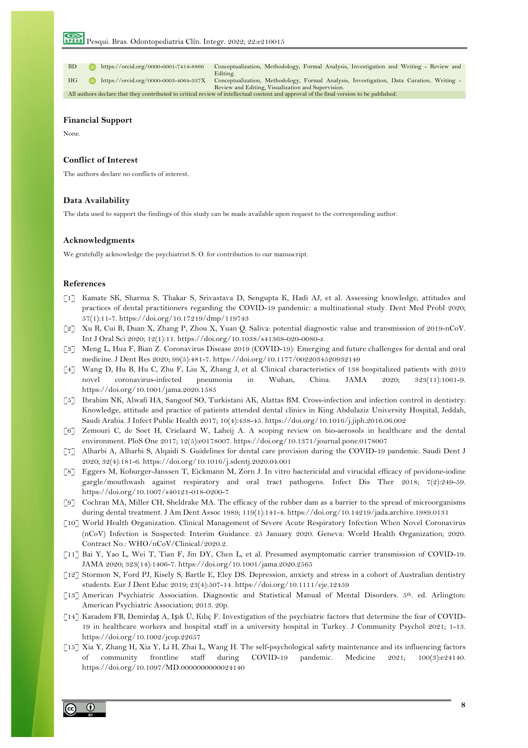| | | |
|---|---|---|
| BD | https://orcid.org/0000-0001-7414-8866 | Conceptualization, Methodology, Formal Analysis, Investigation and Writing - Review and Editing. |
| HG | https://orcid.org/0000-0003-4064-337X | Conceptualization, Methodology, Formal Analysis, Investigation, Data Curation, Writing - Review and Editing, Visualization and Supervision. |
| All authors declare that they contributed to critical review of intellectual content and approval of the final version to be published. | | |

## Financial Support

None.

## Conflict of Interest

The authors declare no conflicts of interest.

## Data Availability

The data used to support the findings of this study can be made available upon request to the corresponding author.

## Acknowledgments

We gratefully acknowledge the psychiatrist S. O. for contribution to our manuscript.

## References

[1] Kamate SK, Sharma S, Thakar S, Srivastava D, Sengupta K, Hadi AJ, et al. Assessing knowledge, attitudes and practices of dental practitioners regarding the COVID-19 pandemic: a multinational study. Dent Med Probl 2020; 57(1):11-7. https://doi.org/10.17219/dmp/119743

[2] Xu R, Cui B, Duan X, Zhang P, Zhou X, Yuan Q. Saliva: potential diagnostic value and transmission of 2019-nCoV. Int J Oral Sci 2020; 12(1):11. https://doi.org/10.1038/s41368-020-0080-z

[3] Meng L, Hua F, Bian Z. Coronavirus Disease 2019 (COVID-19): Emerging and future challenges for dental and oral medicine. J Dent Res 2020; 99(5):481-7. https://doi.org/10.1177/0022034520932149

[4] Wang D, Hu B, Hu C, Zhu F, Liu X, Zhang J, et al. Clinical characteristics of 138 hospitalized patients with 2019 novel coronavirus-infected pneumonia in Wuhan, China. JAMA 2020; 323(11):1061-9. https://doi.org/10.1001/jama.2020.1585

[5] Ibrahim NK, Alwafi HA, Sangoof SO, Turkistani AK, Alattas BM. Cross-infection and infection control in dentistry: Knowledge, attitude and practice of patients attended dental clinics in King Abdulaziz University Hospital, Jeddah, Saudi Arabia. J Infect Public Health 2017; 10(4):438-45. https://doi.org/10.1016/j.jiph.2016.06.002

[6] Zemouri C, de Soet H, Crielaard W, Laheij A. A scoping review on bio-aerosols in healthcare and the dental environment. PloS One 2017; 12(5):e0178007. https://doi.org/10.1371/journal.pone.0178007

[7] Alharbi A, Alharbi S, Alqaidi S. Guidelines for dental care provision during the COVID-19 pandemic. Saudi Dent J 2020; 32(4):181-6. https://doi.org/10.1016/j.sdentj.2020.04.001

[8] Eggers M, Koburger-Janssen T, Eickmann M, Zorn J. In vitro bactericidal and virucidal efficacy of povidone-iodine gargle/mouthwash against respiratory and oral tract pathogens. Infect Dis Ther 2018; 7(2):249-59. https://doi.org/10.1007/s40121-018-0200-7

[9] Cochran MA, Miller CH, Sheldrake MA. The efficacy of the rubber dam as a barrier to the spread of microorganisms during dental treatment. J Am Dent Assoc 1989; 119(1):141-4. https://doi.org/10.14219/jada.archive.1989.0131

[10] World Health Organization. Clinical Management of Severe Acute Respiratory Infection When Novel Coronavirus (nCoV) Infection is Suspected: Interim Guidance. 25 January 2020. Geneva: World Health Organization; 2020. Contract No.: WHO/nCoV/Clinical/2020.2.

[11] Bai Y, Yao L, Wei T, Tian F, Jin DY, Chen L, et al. Presumed asymptomatic carrier transmission of COVID-19. JAMA 2020; 323(14):1406-7. https://doi.org/10.1001/jama.2020.2565

[12] Stormon N, Ford PJ, Kisely S, Bartle E, Eley DS. Depression, anxiety and stress in a cohort of Australian dentistry students. Eur J Dent Educ 2019; 23(4):507-14. https://doi.org/10.1111/eje.12459

[13] American Psychiatric Association. Diagnostic and Statistical Manual of Mental Disorders. 5th. ed. Arlington: American Psychiatric Association; 2013. 20p.

[14] Karadem FB, Demirdaş A, Işık Ü, Kılıç F. Investigation of the psychiatric factors that determine the fear of COVID-19 in healthcare workers and hospital staff in a university hospital in Turkey. J Community Psychol 2021; 1-13. https://doi.org/10.1002/jcop.22657

[15] Xia Y, Zhang H, Xia Y, Li H, Zhai L, Wang H. The self-psychological safety maintenance and its influencing factors of community frontline staff during COVID-19 pandemic. Medicine 2021; 100(3):e24140. https://doi.org/10.1097/MD.0000000000024140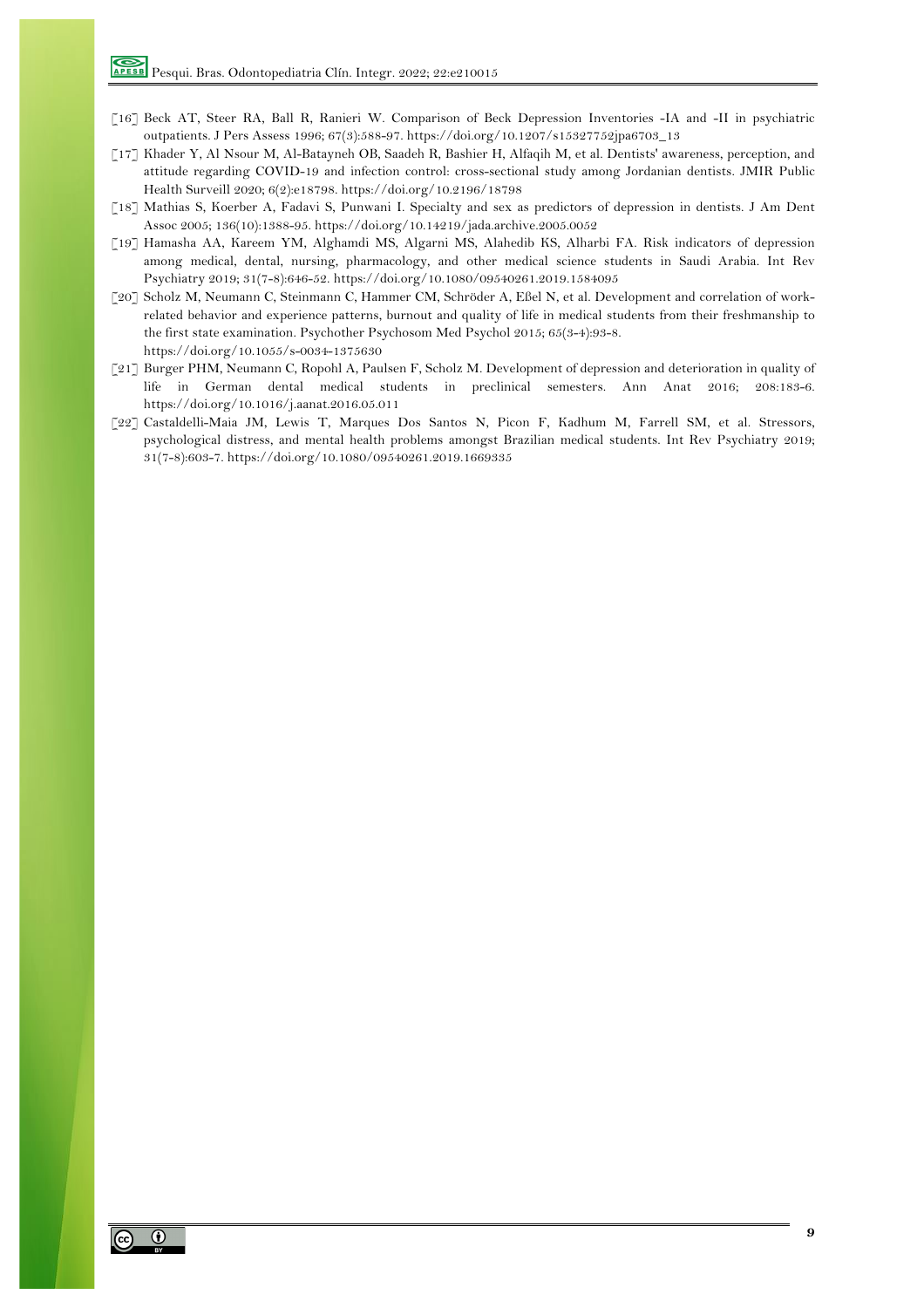[16] Beck AT, Steer RA, Ball R, Ranieri W. Comparison of Beck Depression Inventories -IA and -II in psychiatric outpatients. J Pers Assess 1996; 67(3):588-97. https://doi.org/10.1207/s15327752jpa6703_13

[17] Khader Y, Al Nsour M, Al-Batayneh OB, Saadeh R, Bashier H, Alfaqih M, et al. Dentists' awareness, perception, and attitude regarding COVID-19 and infection control: cross-sectional study among Jordanian dentists. JMIR Public Health Surveill 2020; 6(2):e18798. https://doi.org/10.2196/18798

[18] Mathias S, Koerber A, Fadavi S, Punwani I. Specialty and sex as predictors of depression in dentists. J Am Dent Assoc 2005; 136(10):1388-95. https://doi.org/10.14219/jada.archive.2005.0052

[19] Hamasha AA, Kareem YM, Alghamdi MS, Algarni MS, Alahedib KS, Alharbi FA. Risk indicators of depression among medical, dental, nursing, pharmacology, and other medical science students in Saudi Arabia. Int Rev Psychiatry 2019; 31(7-8):646-52. https://doi.org/10.1080/09540261.2019.1584095

[20] Scholz M, Neumann C, Steinmann C, Hammer CM, Schröder A, Eßel N, et al. Development and correlation of work-related behavior and experience patterns, burnout and quality of life in medical students from their freshmanship to the first state examination. Psychother Psychosom Med Psychol 2015; 65(3-4):93-8. https://doi.org/10.1055/s-0034-1375630

[21] Burger PHM, Neumann C, Ropohl A, Paulsen F, Scholz M. Development of depression and deterioration in quality of life in German dental medical students in preclinical semesters. Ann Anat 2016; 208:183-6. https://doi.org/10.1016/j.aanat.2016.05.011

[22] Castaldelli-Maia JM, Lewis T, Marques Dos Santos N, Picon F, Kadhum M, Farrell SM, et al. Stressors, psychological distress, and mental health problems amongst Brazilian medical students. Int Rev Psychiatry 2019; 31(7-8):603-7. https://doi.org/10.1080/09540261.2019.1669335